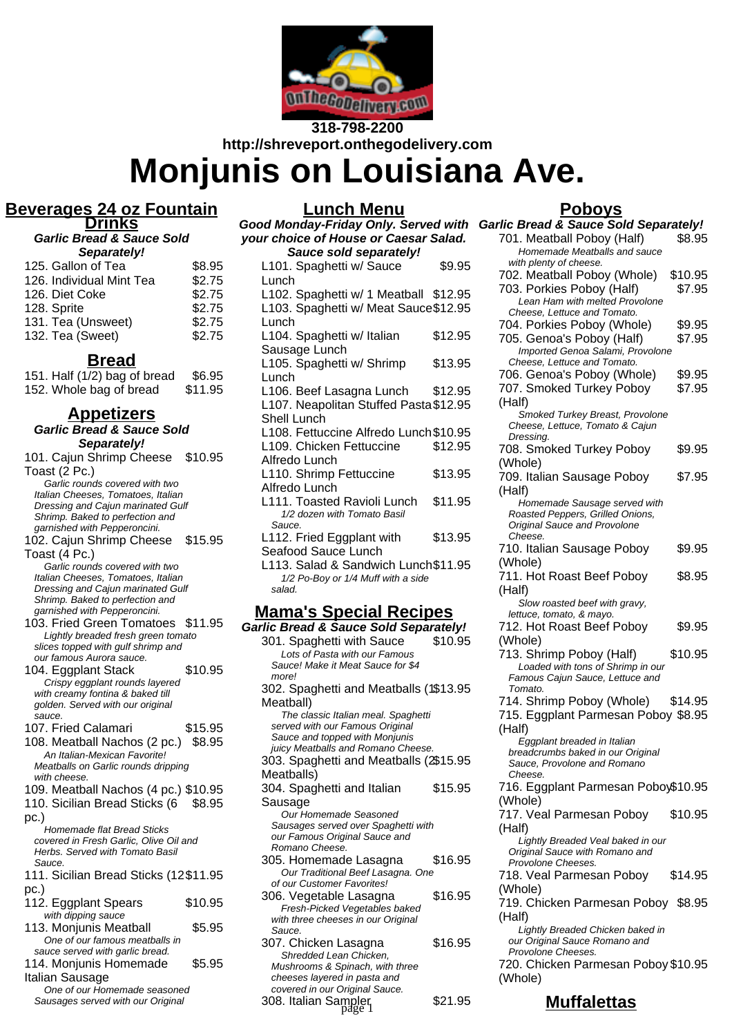318-798-2200

http://shreveport.onthegodelivery.com

# Monjunis on Louisiana Ave.

## Beverages 24 oz Fountain Drinks

***Garlic Bread & Sauce Sold Separately!***

| Item | Price |
|---|---|
| 125. Gallon of Tea | $8.95 |
| 126. Individual Mint Tea | $2.75 |
| 126. Diet Coke | $2.75 |
| 128. Sprite | $2.75 |
| 131. Tea (Unsweet) | $2.75 |
| 132. Tea (Sweet) | $2.75 |

## Bread

| Item | Price |
|---|---|
| 151. Half (1/2) bag of bread | $6.95 |
| 152. Whole bag of bread | $11.95 |

## Appetizers

***Garlic Bread & Sauce Sold Separately!***

101. Cajun Shrimp Cheese Toast (2 Pc.) — $10.95
*Garlic rounds covered with two Italian Cheeses, Tomatoes, Italian Dressing and Cajun marinated Gulf Shrimp. Baked to perfection and garnished with Pepperoncini.*

102. Cajun Shrimp Cheese Toast (4 Pc.) — $15.95
*Garlic rounds covered with two Italian Cheeses, Tomatoes, Italian Dressing and Cajun marinated Gulf Shrimp. Baked to perfection and garnished with Pepperoncini.*

103. Fried Green Tomatoes — $11.95
*Lightly breaded fresh green tomato slices topped with gulf shrimp and our famous Aurora sauce.*

104. Eggplant Stack — $10.95
*Crispy eggplant rounds layered with creamy fontina & baked till golden. Served with our original sauce.*

107. Fried Calamari — $15.95

108. Meatball Nachos (2 pc.) — $8.95
*An Italian-Mexican Favorite! Meatballs on Garlic rounds dripping with cheese.*

109. Meatball Nachos (4 pc.) — $10.95

110. Sicilian Bread Sticks (6 pc.) — $8.95
*Homemade flat Bread Sticks covered in Fresh Garlic, Olive Oil and Herbs. Served with Tomato Basil Sauce.*

111. Sicilian Bread Sticks (12 pc.) — $11.95

112. Eggplant Spears — $10.95
*with dipping sauce*

113. Monjunis Meatball — $5.95
*One of our famous meatballs in sauce served with garlic bread.*

114. Monjunis Homemade Italian Sausage — $5.95
*One of our Homemade seasoned Sausages served with our Original*

## Lunch Menu

***Good Monday-Friday Only. Served with your choice of House or Caesar Salad. Sauce sold separately!***

L101. Spaghetti w/ Sauce Lunch — $9.95

L102. Spaghetti w/ 1 Meatball — $12.95

L103. Spaghetti w/ Meat Sauce Lunch — $12.95

L104. Spaghetti w/ Italian Sausage Lunch — $12.95

L105. Spaghetti w/ Shrimp Lunch — $13.95

L106. Beef Lasagna Lunch — $12.95

L107. Neapolitan Stuffed Pasta Shell Lunch — $12.95

L108. Fettuccine Alfredo Lunch — $10.95

L109. Chicken Fettuccine Alfredo Lunch — $12.95

L110. Shrimp Fettuccine Alfredo Lunch — $13.95

L111. Toasted Ravioli Lunch — $11.95
*1/2 dozen with Tomato Basil Sauce.*

L112. Fried Eggplant with Seafood Sauce Lunch — $13.95

L113. Salad & Sandwich Lunch — $11.95
*1/2 Po-Boy or 1/4 Muff with a side salad.*

## Mama's Special Recipes

***Garlic Bread & Sauce Sold Separately!***

301. Spaghetti with Sauce — $10.95
*Lots of Pasta with our Famous Sauce! Make it Meat Sauce for $4 more!*

302. Spaghetti and Meatballs (1 Meatball) — $13.95
*The classic Italian meal. Spaghetti served with our Famous Original Sauce and topped with Monjunis juicy Meatballs and Romano Cheese.*

303. Spaghetti and Meatballs (2 Meatballs) — $15.95

304. Spaghetti and Italian Sausage — $15.95
*Our Homemade Seasoned Sausages served over Spaghetti with our Famous Original Sauce and Romano Cheese.*

305. Homemade Lasagna — $16.95
*Our Traditional Beef Lasagna. One of our Customer Favorites!*

306. Vegetable Lasagna — $16.95
*Fresh-Picked Vegetables baked with three cheeses in our Original Sauce.*

307. Chicken Lasagna — $16.95
*Shredded Lean Chicken, Mushrooms & Spinach, with three cheeses layered in pasta and covered in our Original Sauce.*

308. Italian Sampler — $21.95

## Poboys

***Garlic Bread & Sauce Sold Separately!***

701. Meatball Poboy (Half) — $8.95
*Homemade Meatballs and sauce with plenty of cheese.*

702. Meatball Poboy (Whole) — $10.95

703. Porkies Poboy (Half) — $7.95
*Lean Ham with melted Provolone Cheese, Lettuce and Tomato.*

704. Porkies Poboy (Whole) — $9.95

705. Genoa's Poboy (Half) — $7.95
*Imported Genoa Salami, Provolone Cheese, Lettuce and Tomato.*

706. Genoa's Poboy (Whole) — $9.95

707. Smoked Turkey Poboy (Half) — $7.95
*Smoked Turkey Breast, Provolone Cheese, Lettuce, Tomato & Cajun Dressing.*

708. Smoked Turkey Poboy (Whole) — $9.95

709. Italian Sausage Poboy (Half) — $7.95
*Homemade Sausage served with Roasted Peppers, Grilled Onions, Original Sauce and Provolone Cheese.*

710. Italian Sausage Poboy (Whole) — $9.95

711. Hot Roast Beef Poboy (Half) — $8.95
*Slow roasted beef with gravy, lettuce, tomato, & mayo.*

712. Hot Roast Beef Poboy (Whole) — $9.95

713. Shrimp Poboy (Half) — $10.95
*Loaded with tons of Shrimp in our Famous Cajun Sauce, Lettuce and Tomato.*

714. Shrimp Poboy (Whole) — $14.95

715. Eggplant Parmesan Poboy (Half) — $8.95
*Eggplant breaded in Italian breadcrumbs baked in our Original Sauce, Provolone and Romano Cheese.*

716. Eggplant Parmesan Poboy (Whole) — $10.95

717. Veal Parmesan Poboy (Half) — $10.95
*Lightly Breaded Veal baked in our Original Sauce with Romano and Provolone Cheeses.*

718. Veal Parmesan Poboy (Whole) — $14.95

719. Chicken Parmesan Poboy (Half) — $8.95
*Lightly Breaded Chicken baked in our Original Sauce Romano and Provolone Cheeses.*

720. Chicken Parmesan Poboy (Whole) — $10.95

## Muffalettas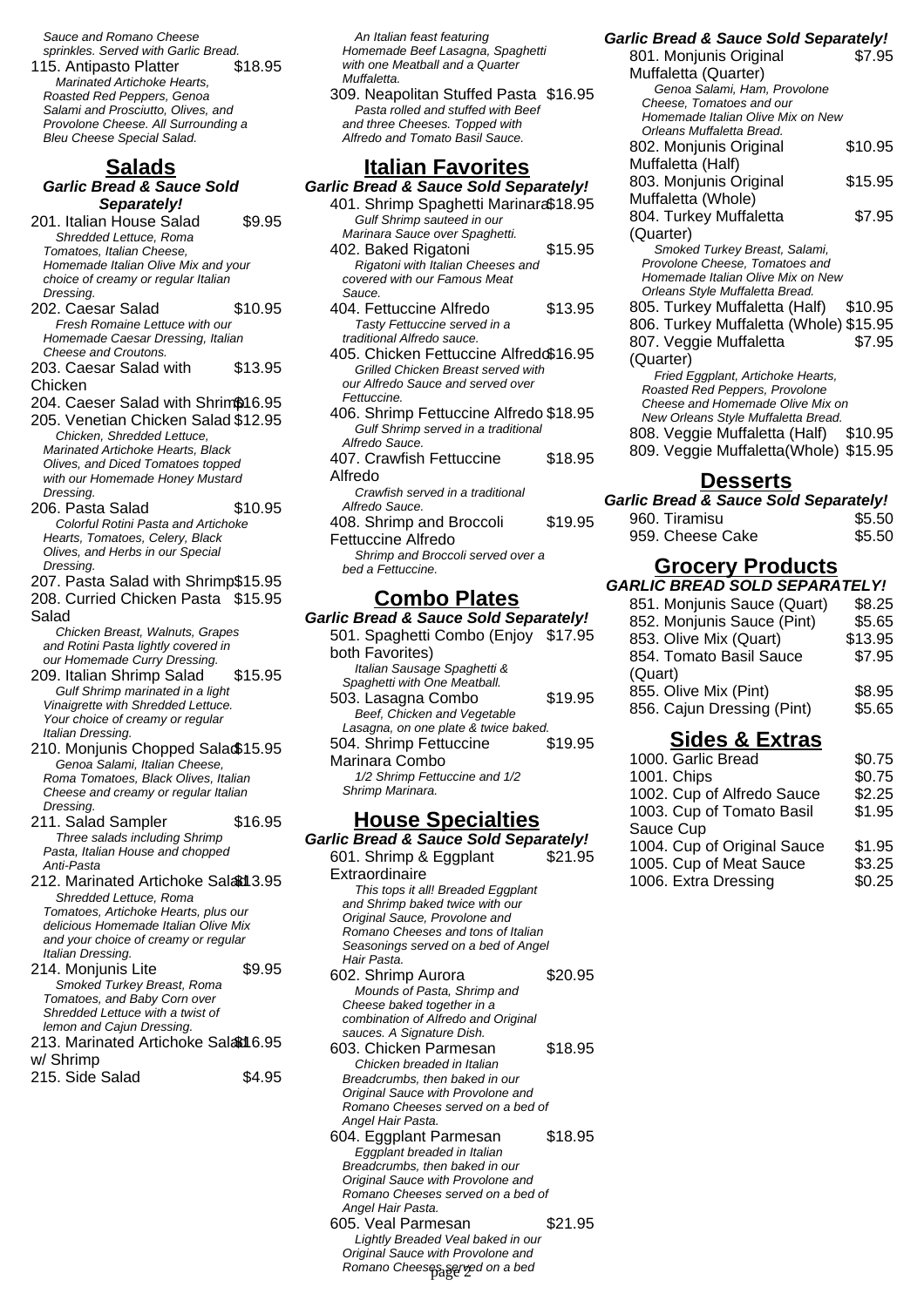*Sauce and Romano Cheese sprinkles. Served with Garlic Bread.*

115. Antipasto Platter $18.95
*Marinated Artichoke Hearts, Roasted Red Peppers, Genoa Salami and Prosciutto, Olives, and Provolone Cheese. All Surrounding a Bleu Cheese Special Salad.*

## Salads

***Garlic Bread & Sauce Sold Separately!***

201. Italian House Salad $9.95
*Shredded Lettuce, Roma Tomatoes, Italian Cheese, Homemade Italian Olive Mix and your choice of creamy or regular Italian Dressing.*

202. Caesar Salad $10.95
*Fresh Romaine Lettuce with our Homemade Caesar Dressing, Italian Cheese and Croutons.*

203. Caesar Salad with Chicken $13.95

204. Caeser Salad with Shrimp $16.95

205. Venetian Chicken Salad $12.95
*Chicken, Shredded Lettuce, Marinated Artichoke Hearts, Black Olives, and Diced Tomatoes topped with our Homemade Honey Mustard Dressing.*

206. Pasta Salad $10.95
*Colorful Rotini Pasta and Artichoke Hearts, Tomatoes, Celery, Black Olives, and Herbs in our Special Dressing.*

207. Pasta Salad with Shrimp $15.95

208. Curried Chicken Pasta Salad $15.95
*Chicken Breast, Walnuts, Grapes and Rotini Pasta lightly covered in our Homemade Curry Dressing.*

209. Italian Shrimp Salad $15.95
*Gulf Shrimp marinated in a light Vinaigrette with Shredded Lettuce. Your choice of creamy or regular Italian Dressing.*

210. Monjunis Chopped Salad $15.95
*Genoa Salami, Italian Cheese, Roma Tomatoes, Black Olives, Italian Cheese and creamy or regular Italian Dressing.*

211. Salad Sampler $16.95
*Three salads including Shrimp Pasta, Italian House and chopped Anti-Pasta*

212. Marinated Artichoke Salad $13.95
*Shredded Lettuce, Roma Tomatoes, Artichoke Hearts, plus our delicious Homemade Italian Olive Mix and your choice of creamy or regular Italian Dressing.*

214. Monjunis Lite $9.95
*Smoked Turkey Breast, Roma Tomatoes, and Baby Corn over Shredded Lettuce with a twist of lemon and Cajun Dressing.*

213. Marinated Artichoke Salad w/ Shrimp $16.95

215. Side Salad $4.95

*An Italian feast featuring Homemade Beef Lasagna, Spaghetti with one Meatball and a Quarter Muffaletta.*

309. Neapolitan Stuffed Pasta $16.95
*Pasta rolled and stuffed with Beef and three Cheeses. Topped with Alfredo and Tomato Basil Sauce.*

## Italian Favorites

***Garlic Bread & Sauce Sold Separately!***

401. Shrimp Spaghetti Marinara $18.95
*Gulf Shrimp sauteed in our Marinara Sauce over Spaghetti.*

402. Baked Rigatoni $15.95
*Rigatoni with Italian Cheeses and covered with our Famous Meat Sauce.*

404. Fettuccine Alfredo $13.95
*Tasty Fettuccine served in a traditional Alfredo sauce.*

405. Chicken Fettuccine Alfredo $16.95
*Grilled Chicken Breast served with our Alfredo Sauce and served over Fettuccine.*

406. Shrimp Fettuccine Alfredo $18.95
*Gulf Shrimp served in a traditional Alfredo Sauce.*

407. Crawfish Fettuccine Alfredo $18.95
*Crawfish served in a traditional Alfredo Sauce.*

408. Shrimp and Broccoli Fettuccine Alfredo $19.95
*Shrimp and Broccoli served over a bed a Fettuccine.*

## Combo Plates

***Garlic Bread & Sauce Sold Separately!***

501. Spaghetti Combo (Enjoy both Favorites) $17.95
*Italian Sausage Spaghetti & Spaghetti with One Meatball.*

503. Lasagna Combo $19.95
*Beef, Chicken and Vegetable Lasagna, on one plate & twice baked.*

504. Shrimp Fettuccine Marinara Combo $19.95
*1/2 Shrimp Fettuccine and 1/2 Shrimp Marinara.*

## House Specialties

***Garlic Bread & Sauce Sold Separately!***

601. Shrimp & Eggplant Extraordinaire $21.95
*This tops it all! Breaded Eggplant and Shrimp baked twice with our Original Sauce, Provolone and Romano Cheeses and tons of Italian Seasonings served on a bed of Angel Hair Pasta.*

602. Shrimp Aurora $20.95
*Mounds of Pasta, Shrimp and Cheese baked together in a combination of Alfredo and Original sauces. A Signature Dish.*

603. Chicken Parmesan $18.95
*Chicken breaded in Italian Breadcrumbs, then baked in our Original Sauce with Provolone and Romano Cheeses served on a bed of Angel Hair Pasta.*

604. Eggplant Parmesan $18.95
*Eggplant breaded in Italian Breadcrumbs, then baked in our Original Sauce with Provolone and Romano Cheeses served on a bed of Angel Hair Pasta.*

605. Veal Parmesan $21.95
*Lightly Breaded Veal baked in our Original Sauce with Provolone and Romano Cheeses served on a bed*

***Garlic Bread & Sauce Sold Separately!***

801. Monjunis Original Muffaletta (Quarter) $7.95
*Genoa Salami, Ham, Provolone Cheese, Tomatoes and our Homemade Italian Olive Mix on New Orleans Muffaletta Bread.*

802. Monjunis Original Muffaletta (Half) $10.95

803. Monjunis Original Muffaletta (Whole) $15.95

804. Turkey Muffaletta (Quarter) $7.95
*Smoked Turkey Breast, Salami, Provolone Cheese, Tomatoes and Homemade Italian Olive Mix on New Orleans Style Muffaletta Bread.*

805. Turkey Muffaletta (Half) $10.95

806. Turkey Muffaletta (Whole) $15.95

807. Veggie Muffaletta (Quarter) $7.95
*Fried Eggplant, Artichoke Hearts, Roasted Red Peppers, Provolone Cheese and Homemade Olive Mix on New Orleans Style Muffaletta Bread.*

808. Veggie Muffaletta (Half) $10.95

809. Veggie Muffaletta(Whole) $15.95

## Desserts

***Garlic Bread & Sauce Sold Separately!***

960. Tiramisu $5.50

959. Cheese Cake $5.50

## Grocery Products

***GARLIC BREAD SOLD SEPARATELY!***

851. Monjunis Sauce (Quart) $8.25

852. Monjunis Sauce (Pint) $5.65

853. Olive Mix (Quart) $13.95

854. Tomato Basil Sauce (Quart) $7.95

855. Olive Mix (Pint) $8.95

856. Cajun Dressing (Pint) $5.65

## Sides & Extras

1000. Garlic Bread $0.75

1001. Chips $0.75

1002. Cup of Alfredo Sauce $2.25

1003. Cup of Tomato Basil Sauce Cup $1.95

1004. Cup of Original Sauce $1.95

1005. Cup of Meat Sauce $3.25

1006. Extra Dressing $0.25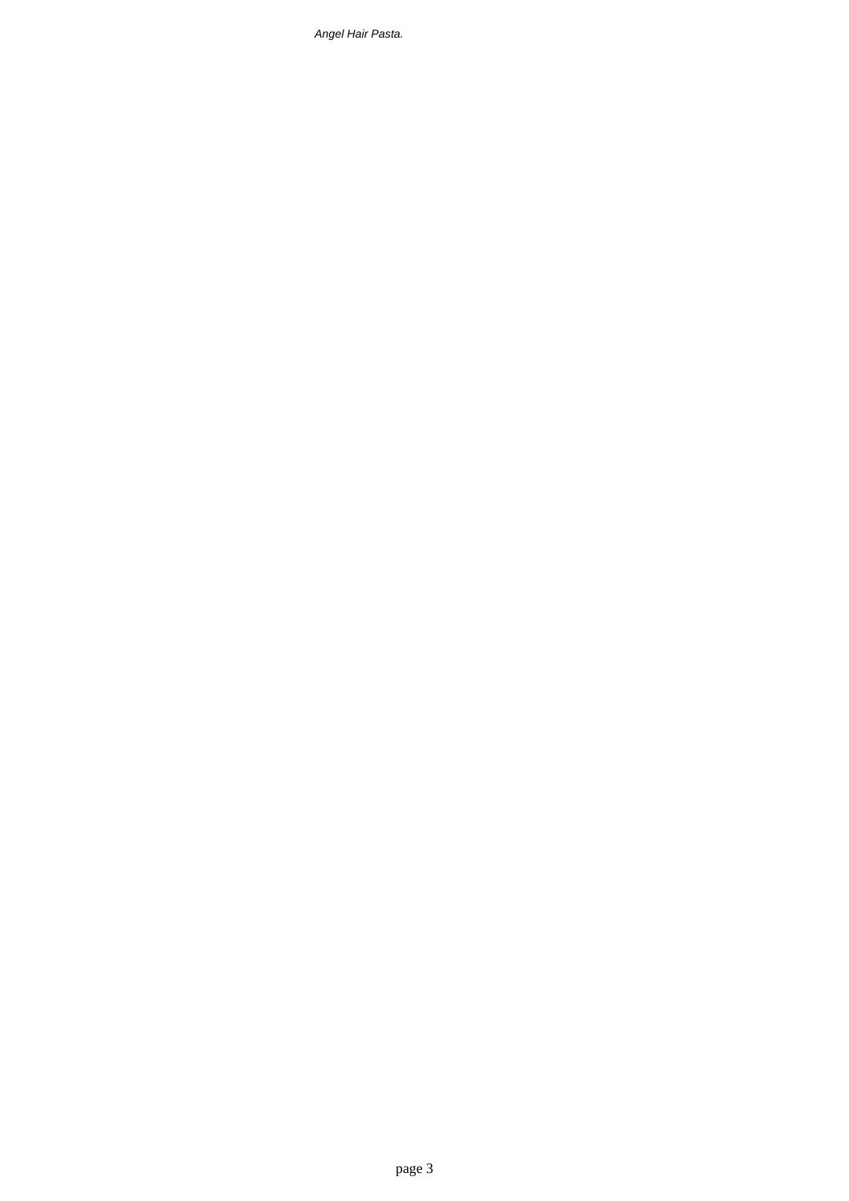*Angel Hair Pasta.*